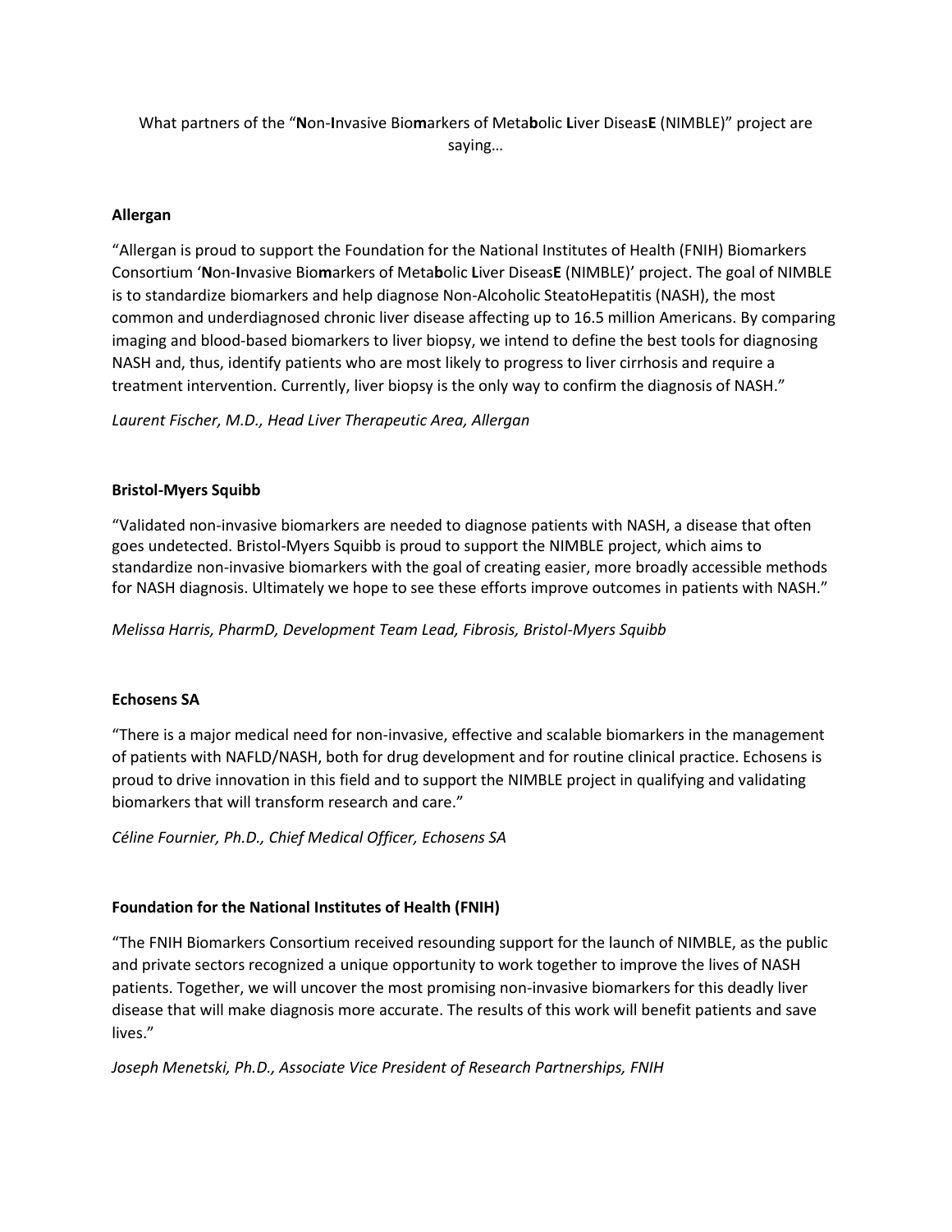What partners of the "**N**on-**I**nvasive Bio**m**arkers of Meta**b**olic **L**iver Diseas**E** (NIMBLE)" project are saying…

### Allergan

"Allergan is proud to support the Foundation for the National Institutes of Health (FNIH) Biomarkers Consortium '**N**on-**I**nvasive Bio**m**arkers of Meta**b**olic **L**iver Diseas**E** (NIMBLE)' project. The goal of NIMBLE is to standardize biomarkers and help diagnose Non-Alcoholic SteatoHepatitis (NASH), the most common and underdiagnosed chronic liver disease affecting up to 16.5 million Americans. By comparing imaging and blood-based biomarkers to liver biopsy, we intend to define the best tools for diagnosing NASH and, thus, identify patients who are most likely to progress to liver cirrhosis and require a treatment intervention. Currently, liver biopsy is the only way to confirm the diagnosis of NASH."

*Laurent Fischer, M.D., Head Liver Therapeutic Area, Allergan*

### Bristol-Myers Squibb

"Validated non-invasive biomarkers are needed to diagnose patients with NASH, a disease that often goes undetected. Bristol-Myers Squibb is proud to support the NIMBLE project, which aims to standardize non-invasive biomarkers with the goal of creating easier, more broadly accessible methods for NASH diagnosis. Ultimately we hope to see these efforts improve outcomes in patients with NASH."

*Melissa Harris, PharmD, Development Team Lead, Fibrosis, Bristol-Myers Squibb*

### Echosens SA

"There is a major medical need for non-invasive, effective and scalable biomarkers in the management of patients with NAFLD/NASH, both for drug development and for routine clinical practice. Echosens is proud to drive innovation in this field and to support the NIMBLE project in qualifying and validating biomarkers that will transform research and care."

*Céline Fournier, Ph.D., Chief Medical Officer, Echosens SA*

### Foundation for the National Institutes of Health (FNIH)

"The FNIH Biomarkers Consortium received resounding support for the launch of NIMBLE, as the public and private sectors recognized a unique opportunity to work together to improve the lives of NASH patients. Together, we will uncover the most promising non-invasive biomarkers for this deadly liver disease that will make diagnosis more accurate. The results of this work will benefit patients and save lives."

*Joseph Menetski, Ph.D., Associate Vice President of Research Partnerships, FNIH*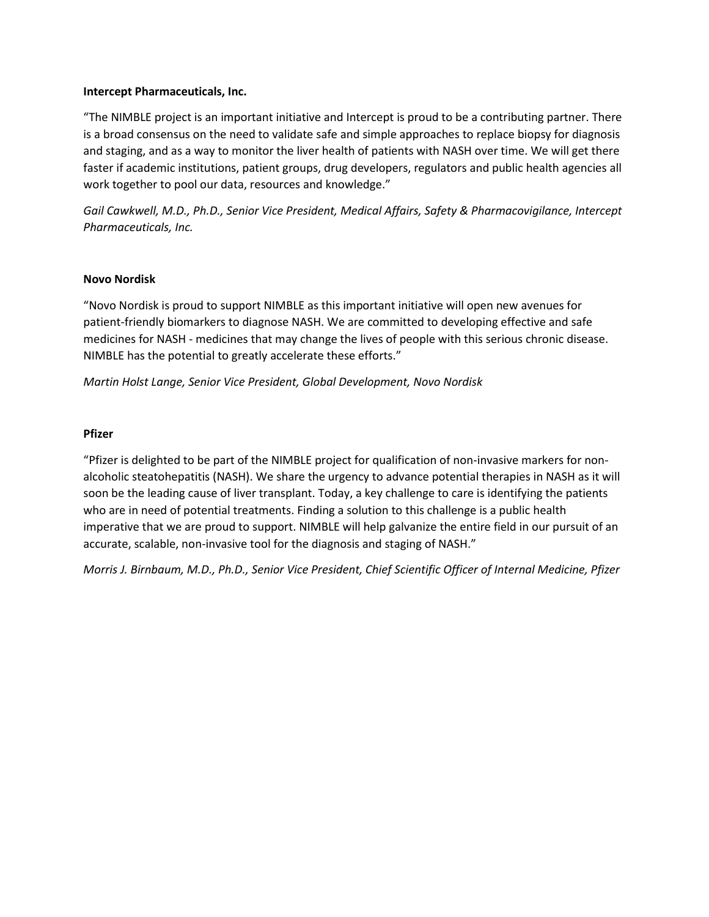**Intercept Pharmaceuticals, Inc.**

"The NIMBLE project is an important initiative and Intercept is proud to be a contributing partner. There is a broad consensus on the need to validate safe and simple approaches to replace biopsy for diagnosis and staging, and as a way to monitor the liver health of patients with NASH over time. We will get there faster if academic institutions, patient groups, drug developers, regulators and public health agencies all work together to pool our data, resources and knowledge."

*Gail Cawkwell, M.D., Ph.D., Senior Vice President, Medical Affairs, Safety & Pharmacovigilance, Intercept Pharmaceuticals, Inc.*

**Novo Nordisk**

"Novo Nordisk is proud to support NIMBLE as this important initiative will open new avenues for patient-friendly biomarkers to diagnose NASH. We are committed to developing effective and safe medicines for NASH - medicines that may change the lives of people with this serious chronic disease. NIMBLE has the potential to greatly accelerate these efforts."

*Martin Holst Lange, Senior Vice President, Global Development, Novo Nordisk*

**Pfizer**

"Pfizer is delighted to be part of the NIMBLE project for qualification of non-invasive markers for non-alcoholic steatohepatitis (NASH). We share the urgency to advance potential therapies in NASH as it will soon be the leading cause of liver transplant. Today, a key challenge to care is identifying the patients who are in need of potential treatments. Finding a solution to this challenge is a public health imperative that we are proud to support. NIMBLE will help galvanize the entire field in our pursuit of an accurate, scalable, non-invasive tool for the diagnosis and staging of NASH."

*Morris J. Birnbaum, M.D., Ph.D., Senior Vice President, Chief Scientific Officer of Internal Medicine, Pfizer*